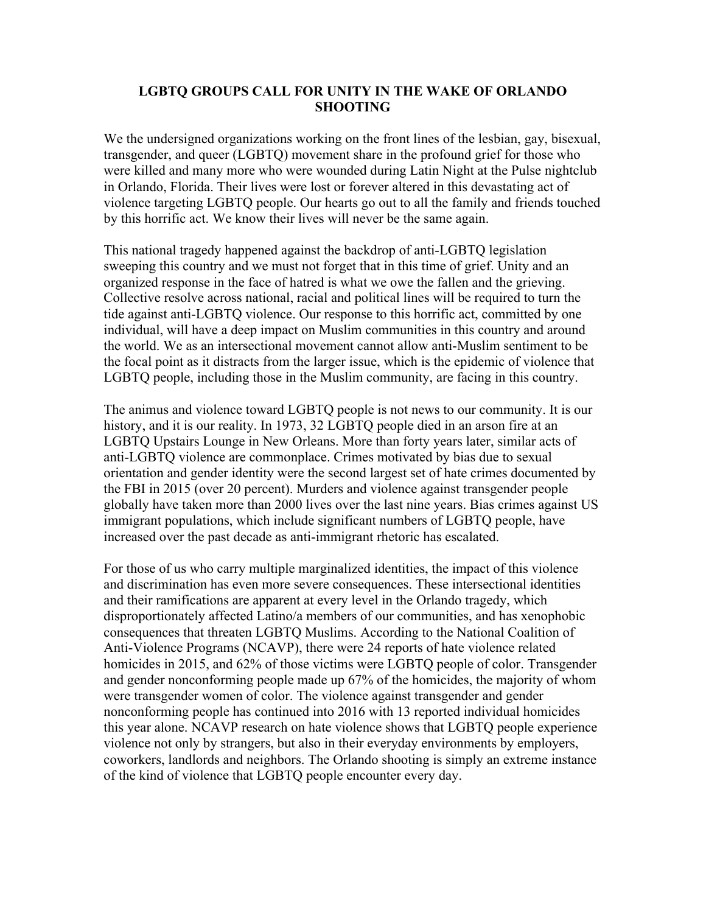# LGBTQ GROUPS CALL FOR UNITY IN THE WAKE OF ORLANDO SHOOTING

We the undersigned organizations working on the front lines of the lesbian, gay, bisexual, transgender, and queer (LGBTQ) movement share in the profound grief for those who were killed and many more who were wounded during Latin Night at the Pulse nightclub in Orlando, Florida. Their lives were lost or forever altered in this devastating act of violence targeting LGBTQ people. Our hearts go out to all the family and friends touched by this horrific act. We know their lives will never be the same again.

This national tragedy happened against the backdrop of anti-LGBTQ legislation sweeping this country and we must not forget that in this time of grief. Unity and an organized response in the face of hatred is what we owe the fallen and the grieving. Collective resolve across national, racial and political lines will be required to turn the tide against anti-LGBTQ violence. Our response to this horrific act, committed by one individual, will have a deep impact on Muslim communities in this country and around the world. We as an intersectional movement cannot allow anti-Muslim sentiment to be the focal point as it distracts from the larger issue, which is the epidemic of violence that LGBTQ people, including those in the Muslim community, are facing in this country.

The animus and violence toward LGBTQ people is not news to our community. It is our history, and it is our reality. In 1973, 32 LGBTQ people died in an arson fire at an LGBTQ Upstairs Lounge in New Orleans. More than forty years later, similar acts of anti-LGBTQ violence are commonplace. Crimes motivated by bias due to sexual orientation and gender identity were the second largest set of hate crimes documented by the FBI in 2015 (over 20 percent). Murders and violence against transgender people globally have taken more than 2000 lives over the last nine years. Bias crimes against US immigrant populations, which include significant numbers of LGBTQ people, have increased over the past decade as anti-immigrant rhetoric has escalated.

For those of us who carry multiple marginalized identities, the impact of this violence and discrimination has even more severe consequences. These intersectional identities and their ramifications are apparent at every level in the Orlando tragedy, which disproportionately affected Latino/a members of our communities, and has xenophobic consequences that threaten LGBTQ Muslims. According to the National Coalition of Anti-Violence Programs (NCAVP), there were 24 reports of hate violence related homicides in 2015, and 62% of those victims were LGBTQ people of color. Transgender and gender nonconforming people made up 67% of the homicides, the majority of whom were transgender women of color. The violence against transgender and gender nonconforming people has continued into 2016 with 13 reported individual homicides this year alone. NCAVP research on hate violence shows that LGBTQ people experience violence not only by strangers, but also in their everyday environments by employers, coworkers, landlords and neighbors. The Orlando shooting is simply an extreme instance of the kind of violence that LGBTQ people encounter every day.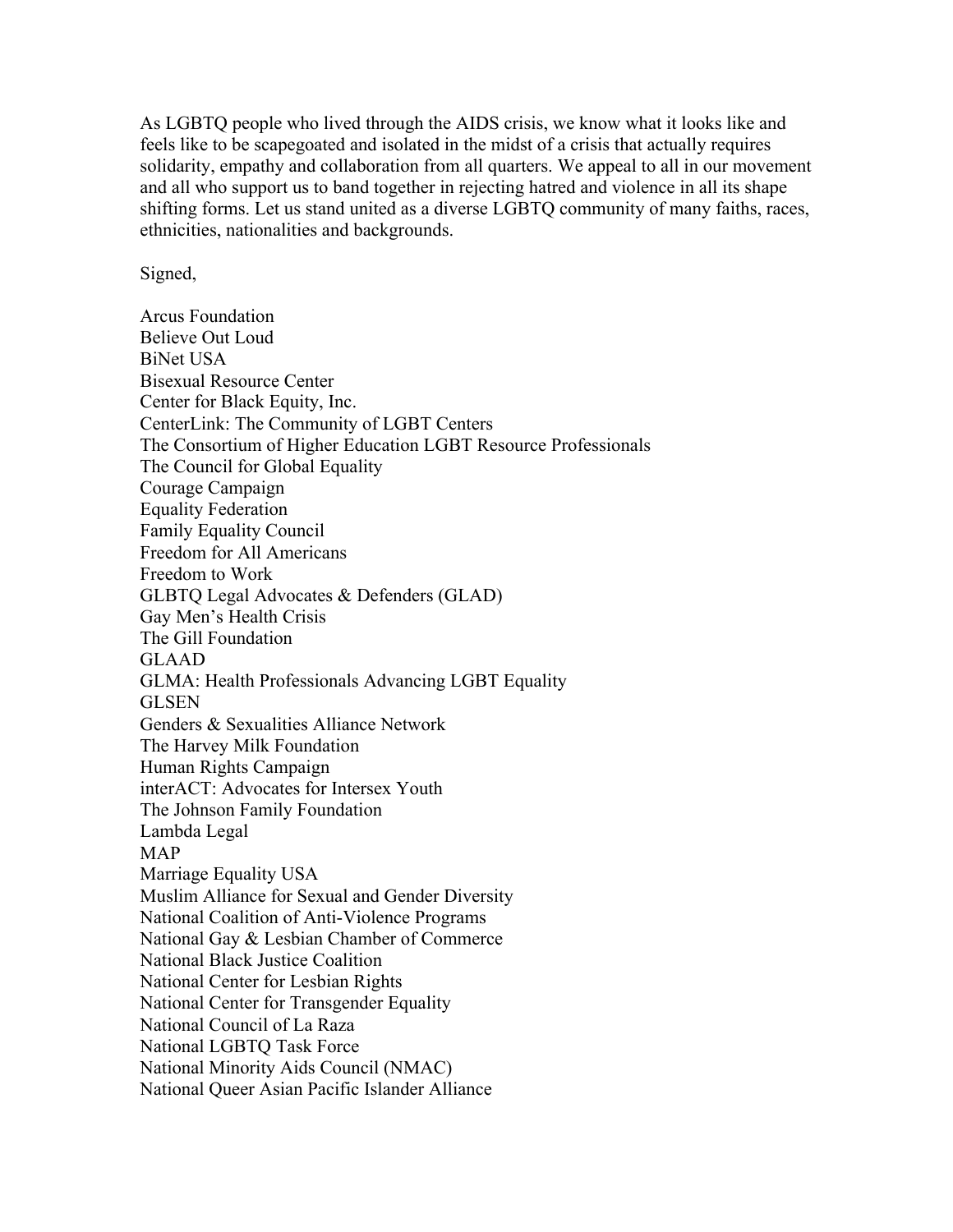As LGBTQ people who lived through the AIDS crisis, we know what it looks like and feels like to be scapegoated and isolated in the midst of a crisis that actually requires solidarity, empathy and collaboration from all quarters. We appeal to all in our movement and all who support us to band together in rejecting hatred and violence in all its shape shifting forms. Let us stand united as a diverse LGBTQ community of many faiths, races, ethnicities, nationalities and backgrounds.

Signed,

Arcus Foundation
Believe Out Loud
BiNet USA
Bisexual Resource Center
Center for Black Equity, Inc.
CenterLink: The Community of LGBT Centers
The Consortium of Higher Education LGBT Resource Professionals
The Council for Global Equality
Courage Campaign
Equality Federation
Family Equality Council
Freedom for All Americans
Freedom to Work
GLBTQ Legal Advocates & Defenders (GLAD)
Gay Men's Health Crisis
The Gill Foundation
GLAAD
GLMA: Health Professionals Advancing LGBT Equality
GLSEN
Genders & Sexualities Alliance Network
The Harvey Milk Foundation
Human Rights Campaign
interACT: Advocates for Intersex Youth
The Johnson Family Foundation
Lambda Legal
MAP
Marriage Equality USA
Muslim Alliance for Sexual and Gender Diversity
National Coalition of Anti-Violence Programs
National Gay & Lesbian Chamber of Commerce
National Black Justice Coalition
National Center for Lesbian Rights
National Center for Transgender Equality
National Council of La Raza
National LGBTQ Task Force
National Minority Aids Council (NMAC)
National Queer Asian Pacific Islander Alliance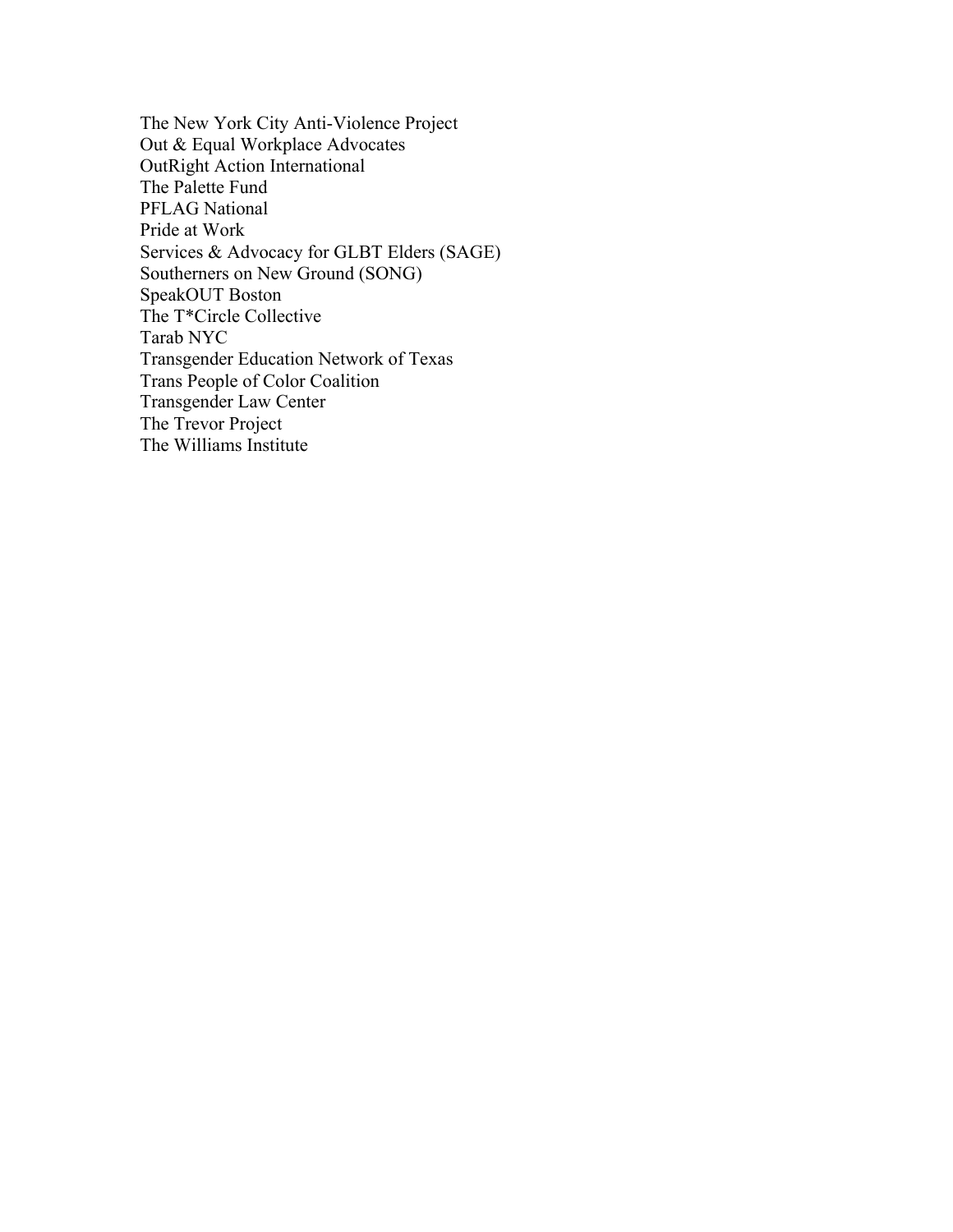The New York City Anti-Violence Project
Out & Equal Workplace Advocates
OutRight Action International
The Palette Fund
PFLAG National
Pride at Work
Services & Advocacy for GLBT Elders (SAGE)
Southerners on New Ground (SONG)
SpeakOUT Boston
The T*Circle Collective
Tarab NYC
Transgender Education Network of Texas
Trans People of Color Coalition
Transgender Law Center
The Trevor Project
The Williams Institute